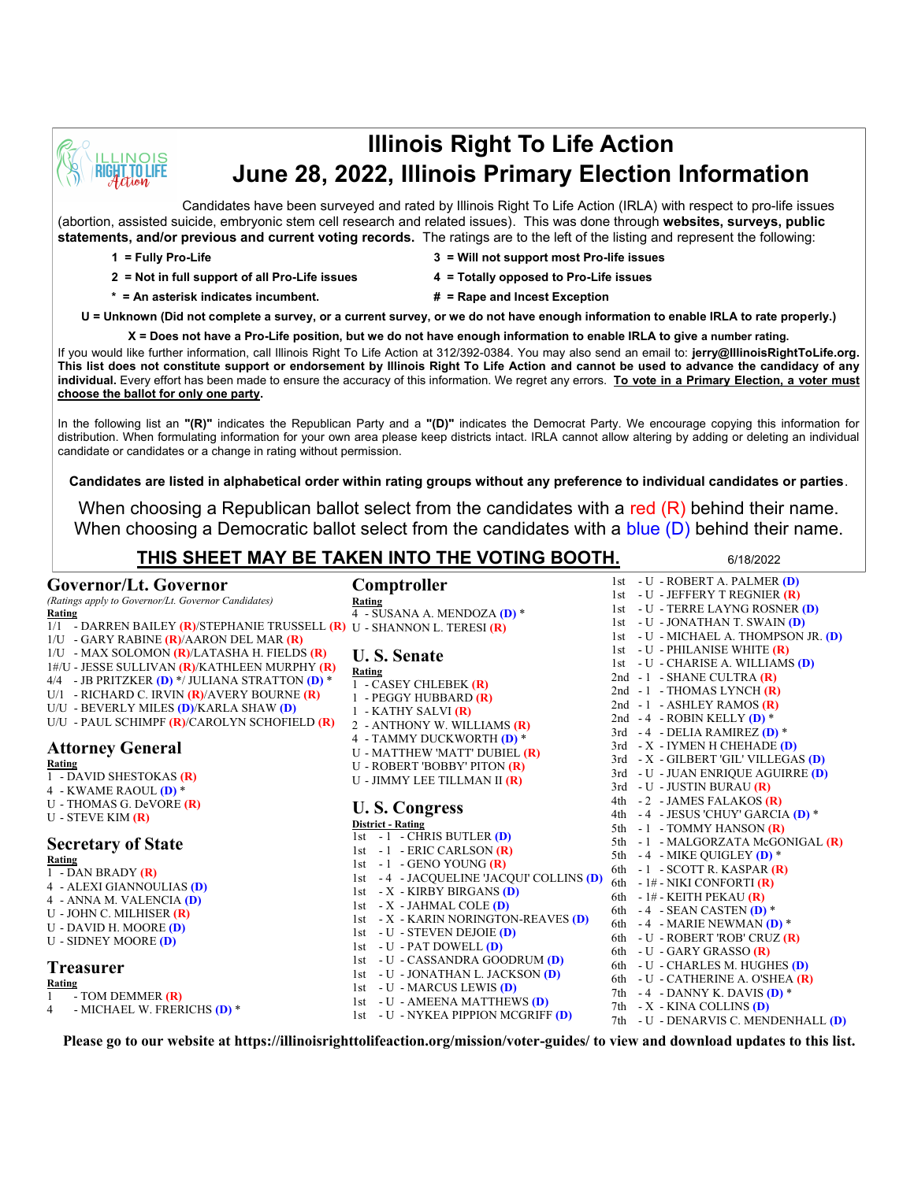# Illinois Right To Life Action
# June 28, 2022, Illinois Primary Election Information

Candidates have been surveyed and rated by Illinois Right To Life Action (IRLA) with respect to pro-life issues (abortion, assisted suicide, embryonic stem cell research and related issues). This was done through **websites, surveys, public statements, and/or previous and current voting records.** The ratings are to the left of the listing and represent the following:

- **1 = Fully Pro-Life**
- **2 = Not in full support of all Pro-Life issues**
- **\* = An asterisk indicates incumbent.**
- **3 = Will not support most Pro-life issues**
- **4 = Totally opposed to Pro-Life issues**
- **# = Rape and Incest Exception**

**U = Unknown (Did not complete a survey, or a current survey, or we do not have enough information to enable IRLA to rate properly.)**

**X = Does not have a Pro-Life position, but we do not have enough information to enable IRLA to give a number rating.**

If you would like further information, call Illinois Right To Life Action at 312/392-0384. You may also send an email to: **jerry@IllinoisRightToLife.org. This list does not constitute support or endorsement by Illinois Right To Life Action and cannot be used to advance the candidacy of any individual.** Every effort has been made to ensure the accuracy of this information. We regret any errors. **To vote in a Primary Election, a voter must choose the ballot for only one party.**

In the following list an **"(R)"** indicates the Republican Party and a **"(D)"** indicates the Democrat Party. We encourage copying this information for distribution. When formulating information for your own area please keep districts intact. IRLA cannot allow altering by adding or deleting an individual candidate or candidates or a change in rating without permission.

**Candidates are listed in alphabetical order within rating groups without any preference to individual candidates or parties.**

When choosing a Republican ballot select from the candidates with a red (R) behind their name.
When choosing a Democratic ballot select from the candidates with a blue (D) behind their name.

**THIS SHEET MAY BE TAKEN INTO THE VOTING BOOTH.** 6/18/2022

## Governor/Lt. Governor

*(Ratings apply to Governor/Lt. Governor Candidates)*

**Rating**

- 1/1 - DARREN BAILEY **(R)**/STEPHANIE TRUSSELL **(R)**
- 1/U - GARY RABINE **(R)**/AARON DEL MAR **(R)**
- 1/U - MAX SOLOMON **(R)**/LATASHA H. FIELDS **(R)**
- 1#/U - JESSE SULLIVAN **(R)**/KATHLEEN MURPHY **(R)**
- 4/4 - JB PRITZKER **(D)** \*/ JULIANA STRATTON **(D)** \*
- U/1 - RICHARD C. IRVIN **(R)**/AVERY BOURNE **(R)**
- U/U - BEVERLY MILES **(D)**/KARLA SHAW **(D)**
- U/U - PAUL SCHIMPF **(R)**/CAROLYN SCHOFIELD **(R)**

## Attorney General

**Rating**

- 1 - DAVID SHESTOKAS **(R)**
- 4 - KWAME RAOUL **(D)** \*
- U - THOMAS G. DeVORE **(R)**
- U - STEVE KIM **(R)**

## Secretary of State

**Rating**

- 1 - DAN BRADY **(R)**
- 4 - ALEXI GIANNOULIAS **(D)**
- 4 - ANNA M. VALENCIA **(D)**
- U - JOHN C. MILHISER **(R)**
- U - DAVID H. MOORE **(D)**
- U - SIDNEY MOORE **(D)**

## Treasurer

**Rating**

- 1 - TOM DEMMER **(R)**
- 4 - MICHAEL W. FRERICHS **(D)** \*

## Comptroller

**Rating**

- 4 - SUSANA A. MENDOZA **(D)** \*
- U - SHANNON L. TERESI **(R)**

## U. S. Senate

**Rating**

- 1 - CASEY CHLEBEK **(R)**
- 1 - PEGGY HUBBARD **(R)**
- 1 - KATHY SALVI **(R)**
- 2 - ANTHONY W. WILLIAMS **(R)**
- 4 - TAMMY DUCKWORTH **(D)** \*
- U - MATTHEW 'MATT' DUBIEL **(R)**
- U - ROBERT 'BOBBY' PITON **(R)**
- U - JIMMY LEE TILLMAN II **(R)**

## U. S. Congress

**District - Rating**

- 1st - 1 - CHRIS BUTLER **(D)**
- 1st - 1 - ERIC CARLSON **(R)**
- 1st - 1 - GENO YOUNG **(R)**
- 1st - 4 - JACQUELINE 'JACQUI' COLLINS **(D)**
- 1st - X - KIRBY BIRGANS **(D)**
- 1st - X - JAHMAL COLE **(D)**
- 1st - X - KARIN NORINGTON-REAVES **(D)**
- 1st - U - STEVEN DEJOIE **(D)**
- 1st - U - PAT DOWELL **(D)**
- 1st - U - CASSANDRA GOODRUM **(D)**
- 1st - U - JONATHAN L. JACKSON **(D)**
- 1st - U - MARCUS LEWIS **(D)**
- 1st - U - AMEENA MATTHEWS **(D)**
- 1st - U - NYKEA PIPPION MCGRIFF **(D)**
- 1st - U - ROBERT A. PALMER **(D)**
- 1st - U - JEFFERY T REGNIER **(R)**
- 1st - U - TERRE LAYNG ROSNER **(D)**
- 1st - U - JONATHAN T. SWAIN **(D)**
- 1st - U - MICHAEL A. THOMPSON JR. **(D)**
- 1st - U - PHILANISE WHITE **(R)**
- 1st - U - CHARISE A. WILLIAMS **(D)**
- 2nd - 1 - SHANE CULTRA **(R)**
- 2nd - 1 - THOMAS LYNCH **(R)**
- 2nd - 1 - ASHLEY RAMOS **(R)**
- 2nd - 4 - ROBIN KELLY **(D)** \*
- 3rd - 4 - DELIA RAMIREZ **(D)** \*
- 3rd - X - IYMEN H CHEHADE **(D)**
- 3rd - X - GILBERT 'GIL' VILLEGAS **(D)**
- 3rd - U - JUAN ENRIQUE AGUIRRE **(D)**
- 3rd - U - JUSTIN BURAU **(R)**
- 4th - 2 - JAMES FALAKOS **(R)**
- 4th - 4 - JESUS 'CHUY' GARCIA **(D)** \*
- 5th - 1 - TOMMY HANSON **(R)**
- 5th - 1 - MALGORZATA McGONIGAL **(R)**
- 5th - 4 - MIKE QUIGLEY **(D)** \*
- 6th - 1 - SCOTT R. KASPAR **(R)**
- 6th - 1# - NIKI CONFORTI **(R)**
- 6th - 1# - KEITH PEKAU **(R)**
- 6th - 4 - SEAN CASTEN **(D)** \*
- 6th - 4 - MARIE NEWMAN **(D)** \*
- 6th - U - ROBERT 'ROB' CRUZ **(R)**
- 6th - U - GARY GRASSO **(R)**
- 6th - U - CHARLES M. HUGHES **(D)**
- 6th - U - CATHERINE A. O'SHEA **(R)**
- 7th - 4 - DANNY K. DAVIS **(D)** \*
- 7th - X - KINA COLLINS **(D)**
- 7th - U - DENARVIS C. MENDENHALL **(D)**

**Please go to our website at https://illinoisrighttolifeaction.org/mission/voter-guides/ to view and download updates to this list.**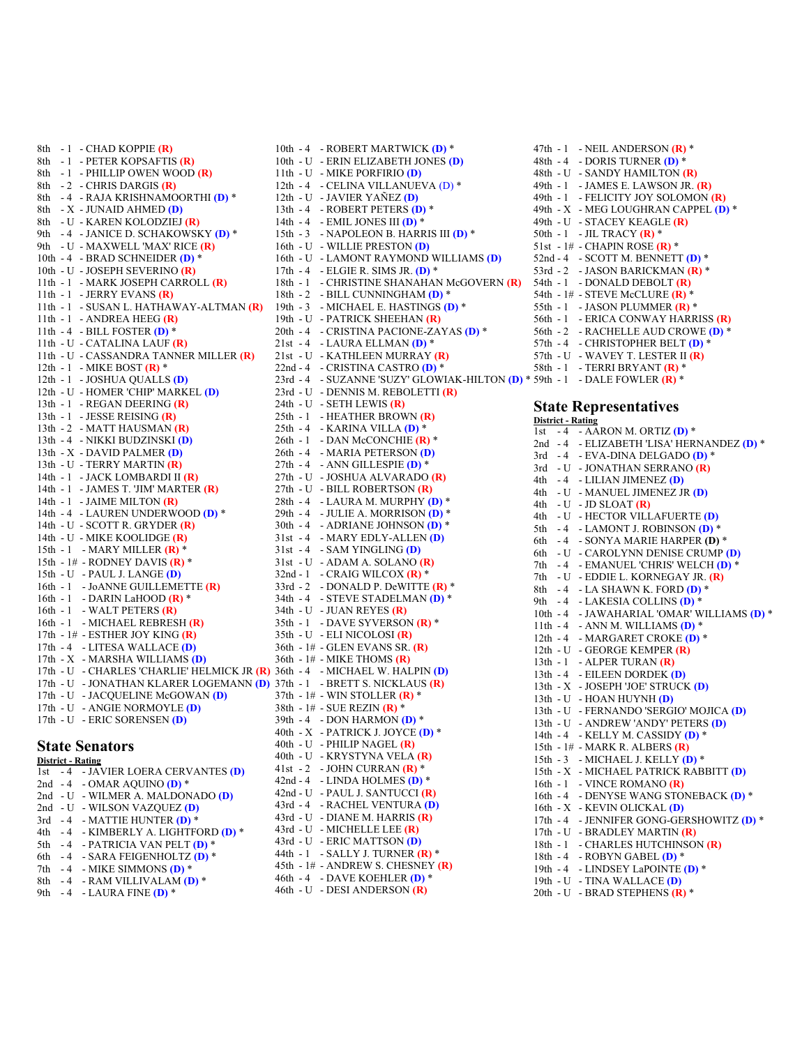8th - 1 - CHAD KOPPIE **(R)**
8th - 1 - PETER KOPSAFTIS **(R)**
8th - 1 - PHILLIP OWEN WOOD **(R)**
8th - 2 - CHRIS DARGIS **(R)**
8th - 4 - RAJA KRISHNAMOORTHI **(D)** *
8th - X - JUNAID AHMED **(D)**
8th - U - KAREN KOLODZIEJ **(R)**
9th - 4 - JANICE D. SCHAKOWSKY **(D)** *
9th - U - MAXWELL 'MAX' RICE **(R)**
10th - 4 - BRAD SCHNEIDER **(D)** *
10th - U - JOSEPH SEVERINO **(R)**
11th - 1 - MARK JOSEPH CARROLL **(R)**
11th - 1 - JERRY EVANS **(R)**
11th - 1 - SUSAN L. HATHAWAY-ALTMAN **(R)**
11th - 1 - ANDREA HEEG **(R)**
11th - 4 - BILL FOSTER **(D)** *
11th - U - CATALINA LAUF **(R)**
11th - U - CASSANDRA TANNER MILLER **(R)**
12th - 1 - MIKE BOST **(R)** *
12th - 1 - JOSHUA QUALLS **(D)**
12th - U - HOMER 'CHIP' MARKEL **(D)**
13th - 1 - REGAN DEERING **(R)**
13th - 1 - JESSE REISING **(R)**
13th - 2 - MATT HAUSMAN **(R)**
13th - 4 - NIKKI BUDZINSKI **(D)**
13th - X - DAVID PALMER **(D)**
13th - U - TERRY MARTIN **(R)**
14th - 1 - JACK LOMBARDI II **(R)**
14th - 1 - JAMES T. 'JIM' MARTER **(R)**
14th - 1 - JAIME MILTON **(R)**
14th - 4 - LAUREN UNDERWOOD **(D)** *
14th - U - SCOTT R. GRYDER **(R)**
14th - U - MIKE KOOLIDGE **(R)**
15th - 1 - MARY MILLER **(R)** *
15th - 1# - RODNEY DAVIS **(R)** *
15th - U - PAUL J. LANGE **(D)**
16th - 1 - JoANNE GUILLEMETTE **(R)**
16th - 1 - DARIN LaHOOD **(R)** *
16th - 1 - WALT PETERS **(R)**
16th - 1 - MICHAEL REBRESH **(R)**
17th - 1# - ESTHER JOY KING **(R)**
17th - 4 - LITESA WALLACE **(D)**
17th - X - MARSHA WILLIAMS **(D)**
17th - U - CHARLES 'CHARLIE' HELMICK JR **(R)**
17th - U - JONATHAN KLARER LOGEMANN **(D)**
17th - U - JACQUELINE McGOWAN **(D)**
17th - U - ANGIE NORMOYLE **(D)**
17th - U - ERIC SORENSEN **(D)**

## State Senators

**District - Rating**

1st - 4 - JAVIER LOERA CERVANTES **(D)**
2nd - 4 - OMAR AQUINO **(D)** *
2nd - U - WILMER A. MALDONADO **(D)**
2nd - U - WILSON VAZQUEZ **(D)**
3rd - 4 - MATTIE HUNTER **(D)** *
4th - 4 - KIMBERLY A. LIGHTFORD **(D)** *
5th - 4 - PATRICIA VAN PELT **(D)** *
6th - 4 - SARA FEIGENHOLTZ **(D)** *
7th - 4 - MIKE SIMMONS **(D)** *
8th - 4 - RAM VILLIVALAM **(D)** *
9th - 4 - LAURA FINE **(D)** *
10th - 4 - ROBERT MARTWICK **(D)** *
10th - U - ERIN ELIZABETH JONES **(D)**
11th - U - MIKE PORFIRIO **(D)**
12th - 4 - CELINA VILLANUEVA (D) *
12th - U - JAVIER YAÑEZ **(D)**
13th - 4 - ROBERT PETERS **(D)** *
14th - 4 - EMIL JONES III **(D)** *
15th - 3 - NAPOLEON B. HARRIS III **(D)** *
16th - U - WILLIE PRESTON **(D)**
16th - U - LAMONT RAYMOND WILLIAMS **(D)**
17th - 4 - ELGIE R. SIMS JR. **(D)** *
18th - 1 - CHRISTINE SHANAHAN McGOVERN **(R)**
18th - 2 - BILL CUNNINGHAM **(D)** *
19th - 3 - MICHAEL E. HASTINGS **(D)** *
19th - U - PATRICK SHEEHAN **(R)**
20th - 4 - CRISTINA PACIONE-ZAYAS **(D)** *
21st - 4 - LAURA ELLMAN **(D)** *
21st - U - KATHLEEN MURRAY **(R)**
22nd - 4 - CRISTINA CASTRO **(D)** *
23rd - 4 - SUZANNE 'SUZY' GLOWIAK-HILTON **(D)** *
23rd - U - DENNIS M. REBOLETTI **(R)**
24th - U - SETH LEWIS **(R)**
25th - 1 - HEATHER BROWN **(R)**
25th - 4 - KARINA VILLA **(D)** *
26th - 1 - DAN McCONCHIE **(R)** *
26th - 4 - MARIA PETERSON **(D)**
27th - 4 - ANN GILLESPIE **(D)** *
27th - U - JOSHUA ALVARADO **(R)**
27th - U - BILL ROBERTSON **(R)**
28th - 4 - LAURA M. MURPHY **(D)** *
29th - 4 - JULIE A. MORRISON **(D)** *
30th - 4 - ADRIANE JOHNSON **(D)** *
31st - 4 - MARY EDLY-ALLEN **(D)**
31st - 4 - SAM YINGLING **(D)**
31st - U - ADAM A. SOLANO **(R)**
32nd - 1 - CRAIG WILCOX **(R)** *
33rd - 2 - DONALD P. DeWITTE **(R)** *
34th - 4 - STEVE STADELMAN **(D)** *
34th - U - JUAN REYES **(R)**
35th - 1 - DAVE SYVERSON **(R)** *
35th - U - ELI NICOLOSI **(R)**
36th - 1# - GLEN EVANS SR. **(R)**
36th - 1# - MIKE THOMS **(R)**
36th - 4 - MICHAEL W. HALPIN **(D)**
37th - 1 - BRETT S. NICKLAUS **(R)**
37th - 1# - WIN STOLLER **(R)** *
38th - 1# - SUE REZIN **(R)** *
39th - 4 - DON HARMON **(D)** *
40th - X - PATRICK J. JOYCE **(D)** *
40th - U - PHILIP NAGEL **(R)**
40th - U - KRYSTYNA VELA **(R)**
41st - 2 - JOHN CURRAN **(R)** *
42nd - 4 - LINDA HOLMES **(D)** *
42nd - U - PAUL J. SANTUCCI **(R)**
43rd - 4 - RACHEL VENTURA **(D)**
43rd - U - DIANE M. HARRIS **(R)**
43rd - U - MICHELLE LEE **(R)**
43rd - U - ERIC MATTSON **(D)**
44th - 1 - SALLY J. TURNER **(R)** *
45th - 1# - ANDREW S. CHESNEY **(R)**
46th - 4 - DAVE KOEHLER **(D)** *
46th - U - DESI ANDERSON **(R)**
47th - 1 - NEIL ANDERSON **(R)** *
48th - 4 - DORIS TURNER **(D)** *
48th - U - SANDY HAMILTON **(R)**
49th - 1 - JAMES E. LAWSON JR. **(R)**
49th - 1 - FELICITY JOY SOLOMON **(R)**
49th - X - MEG LOUGHRAN CAPPEL **(D)** *
49th - U - STACEY KEAGLE **(R)**
50th - 1 - JIL TRACY **(R)** *
51st - 1# - CHAPIN ROSE **(R)** *
52nd - 4 - SCOTT M. BENNETT **(D)** *
53rd - 2 - JASON BARICKMAN **(R)** *
54th - 1 - DONALD DEBOLT **(R)**
54th - 1# - STEVE McCLURE **(R)** *
55th - 1 - JASON PLUMMER **(R)** *
56th - 1 - ERICA CONWAY HARRISS **(R)**
56th - 2 - RACHELLE AUD CROWE **(D)** *
57th - 4 - CHRISTOPHER BELT **(D)** *
57th - U - WAVEY T. LESTER II **(R)**
58th - 1 - TERRI BRYANT **(R)** *
59th - 1 - DALE FOWLER **(R)** *

## State Representatives

**District - Rating**

1st - 4 - AARON M. ORTIZ **(D)** *
2nd - 4 - ELIZABETH 'LISA' HERNANDEZ **(D)** *
3rd - 4 - EVA-DINA DELGADO **(D)** *
3rd - U - JONATHAN SERRANO **(R)**
4th - 4 - LILIAN JIMENEZ **(D)**
4th - U - MANUEL JIMENEZ JR **(D)**
4th - U - JD SLOAT **(R)**
4th - U - HECTOR VILLAFUERTE **(D)**
5th - 4 - LAMONT J. ROBINSON **(D)** *
6th - 4 - SONYA MARIE HARPER **(D)** *
6th - U - CAROLYNN DENISE CRUMP **(D)**
7th - 4 - EMANUEL 'CHRIS' WELCH **(D)** *
7th - U - EDDIE L. KORNEGAY JR. **(R)**
8th - 4 - LA SHAWN K. FORD **(D)** *
9th - 4 - LAKESIA COLLINS **(D)** *
10th - 4 - JAWAHARIAL 'OMAR' WILLIAMS **(D)** *
11th - 4 - ANN M. WILLIAMS **(D)** *
12th - 4 - MARGARET CROKE **(D)** *
12th - U - GEORGE KEMPER **(R)**
13th - 1 - ALPER TURAN **(R)**
13th - 4 - EILEEN DORDEK **(D)**
13th - X - JOSEPH 'JOE' STRUCK **(D)**
13th - U - HOAN HUYNH **(D)**
13th - U - FERNANDO 'SERGIO' MOJICA **(D)**
13th - U - ANDREW 'ANDY' PETERS **(D)**
14th - 4 - KELLY M. CASSIDY **(D)** *
15th - 1# - MARK R. ALBERS **(R)**
15th - 3 - MICHAEL J. KELLY **(D)** *
15th - X - MICHAEL PATRICK RABBITT **(D)**
16th - 1 - VINCE ROMANO **(R)**
16th - 4 - DENYSE WANG STONEBACK **(D)** *
16th - X - KEVIN OLICKAL **(D)**
17th - 4 - JENNIFER GONG-GERSHOWITZ **(D)** *
17th - U - BRADLEY MARTIN **(R)**
18th - 1 - CHARLES HUTCHINSON **(R)**
18th - 4 - ROBYN GABEL **(D)** *
19th - 4 - LINDSEY LaPOINTE **(D)** *
19th - U - TINA WALLACE **(D)**
20th - U - BRAD STEPHENS **(R)** *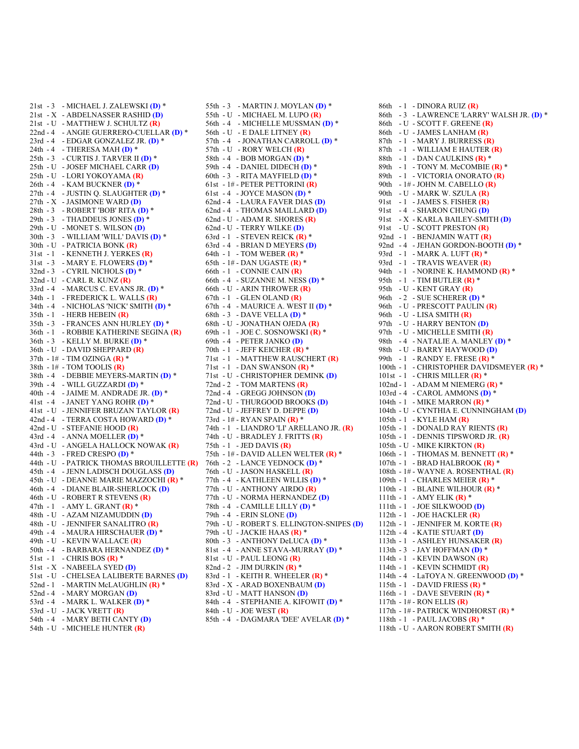21st - 3 - MICHAEL J. ZALEWSKI **(D)** *
21st - X - ABDELNASSER RASHID **(D)**
21st - U - MATTHEW J. SCHULTZ **(R)**
22nd - 4 - ANGIE GUERRERO-CUELLAR **(D)** *
23rd - 4 - EDGAR GONZALEZ JR. **(D)** *
24th - 4 - THERESA MAH **(D)** *
25th - 3 - CURTIS J. TARVER II **(D)** *
25th - U - JOSEF MICHAEL CARR **(D)**
25th - U - LORI YOKOYAMA **(R)**
26th - 4 - KAM BUCKNER **(D)** *
27th - 4 - JUSTIN Q. SLAUGHTER **(D)** *
27th - X - JASIMONE WARD **(D)**
28th - 3 - ROBERT 'BOB' RITA **(D)** *
29th - 3 - THADDEUS JONES **(D)** *
29th - U - MONET S. WILSON **(D)**
30th - 3 - WILLIAM 'WILL' DAVIS **(D)** *
30th - U - PATRICIA BONK **(R)**
31st - 1 - KENNETH J. YERKES **(R)**
31st - 3 - MARY E. FLOWERS **(D)** *
32nd - 3 - CYRIL NICHOLS **(D)** *
32nd - U - CARL R. KUNZ **(R)**
33rd - 4 - MARCUS C. EVANS JR. **(D)** *
34th - 1 - FREDERICK L. WALLS **(R)**
34th - 4 - NICHOLAS 'NICK' SMITH **(D)** *
35th - 1 - HERB HEBEIN **(R)**
35th - 3 - FRANCES ANN HURLEY **(D)** *
36th - 1 - ROBBIE KATHERINE SEGINA **(R)**
36th - 3 - KELLY M. BURKE **(D)** *
36th - U - DAVID SHEPPARD **(R)**
37th - 1# - TIM OZINGA **(R)** *
38th - 1# - TOM TOOLIS **(R)**
38th - 4 - DEBBIE MEYERS-MARTIN **(D)** *
39th - 4 - WILL GUZZARDI **(D)** *
40th - 4 - JAIME M. ANDRADE JR. **(D)** *
41st - 4 - JANET YANG ROHR **(D)** *
41st - U - JENNIFER BRUZAN TAYLOR **(R)**
42nd - 4 - TERRA COSTA HOWARD **(D)** *
42nd - U - STEFANIE HOOD **(R)**
43rd - 4 - ANNA MOELLER **(D)** *
43rd - U - ANGELA HALLOCK NOWAK **(R)**
44th - 3 - FRED CRESPO **(D)** *
44th - U - PATRICK THOMAS BROUILLETTE **(R)**
45th - 4 - JENN LADISCH DOUGLASS **(D)**
45th - U - DEANNE MARIE MAZZOCHI **(R)** *
46th - 4 - DIANE BLAIR-SHERLOCK **(D)**
46th - U - ROBERT R STEVENS **(R)**
47th - 1 - AMY L. GRANT **(R)** *
48th - U - AZAM NIZAMUDDIN **(D)**
48th - U - JENNIFER SANALITRO **(R)**
49th - 4 - MAURA HIRSCHAUER **(D)** *
49th - U - KEVIN WALLACE **(R)**
50th - 4 - BARBARA HERNANDEZ **(D)** *
51st - 1 - CHRIS BOS **(R)** *
51st - X - NABEELA SYED **(D)**
51st - U - CHELSEA LALIBERTE BARNES **(D)**
52nd - 1 - MARTIN McLAUGHLIN **(R)** *
52nd - 4 - MARY MORGAN **(D)**
53rd - 4 - MARK L. WALKER **(D)** *
53rd - U - JACK VRETT **(R)**
54th - 4 - MARY BETH CANTY **(D)**
54th - U - MICHELE HUNTER **(R)**
55th - 3 - MARTIN J. MOYLAN **(D)** *
55th - U - MICHAEL M. LUPO **(R)**
56th - 4 - MICHELLE MUSSMAN **(D)** *
56th - U - E DALE LITNEY **(R)**
57th - 4 - JONATHAN CARROLL **(D)** *
57th - U - RORY WELCH **(R)**
58th - 4 - BOB MORGAN **(D)** *
59th - 4 - DANIEL DIDECH **(D)** *
60th - 3 - RITA MAYFIELD **(D)** *
61st - 1# - PETER PETTORINI **(R)**
61st - 4 - JOYCE MASON **(D)** *
62nd - 4 - LAURA FAVER DIAS **(D)**
62nd - 4 - THOMAS MAILLARD **(D)**
62nd - U - ADAM R. SHORES **(R)**
62nd - U - TERRY WILKE **(D)**
63rd - 1 - STEVEN REICK **(R)** *
63rd - 4 - BRIAN D MEYERS **(D)**
64th - 1 - TOM WEBER **(R)** *
65th - 1# - DAN UGASTE **(R)** *
66th - 1 - CONNIE CAIN **(R)**
66th - 4 - SUZANNE M. NESS **(D)** *
66th - U - ARIN THROWER **(R)**
67th - 1 - GLEN OLAND **(R)**
67th - 4 - MAURICE A. WEST II **(D)** *
68th - 3 - DAVE VELLA **(D)** *
68th - U - JONATHAN OJEDA **(R)**
69th - 1 - JOE C. SOSNOWSKI **(R)** *
69th - 4 - PETER JANKO **(D)**
70th - 1 - JEFF KEICHER **(R)** *
71st - 1 - MATTHEW RAUSCHERT **(R)**
71st - 1 - DAN SWANSON **(R)** *
71st - U - CHRISTOPHER DEMINK **(D)**
72nd - 2 - TOM MARTENS **(R)**
72nd - 4 - GREGG JOHNSON **(D)**
72nd - U - THURGOOD BROOKS **(D)**
72nd - U - JEFFREY D. DEPPE **(D)**
73rd - 1# - RYAN SPAIN **(R)** *
74th - 1 - LIANDRO 'LI' ARELLANO JR. **(R)**
74th - U - BRADLEY J. FRITTS **(R)**
75th - 1 - JED DAVIS **(R)**
75th - 1# - DAVID ALLEN WELTER **(R)** *
76th - 2 - LANCE YEDNOCK **(D)** *
76th - U - JASON HASKELL **(R)**
77th - 4 - KATHLEEN WILLIS **(D)** *
77th - U - ANTHONY AIRDO **(R)**
77th - U - NORMA HERNANDEZ **(D)**
78th - 4 - CAMILLE LILLY **(D)** *
79th - 4 - ERIN SLONE **(D)**
79th - U - ROBERT S. ELLINGTON-SNIPES **(D)**
79th - U - JACKIE HAAS **(R)** *
80th - 3 - ANTHONY DeLUCA **(D)** *
81st - 4 - ANNE STAVA-MURRAY **(D)** *
81st - U - PAUL LEONG **(R)**
82nd - 2 - JIM DURKIN **(R)** *
83rd - 1 - KEITH R. WHEELER **(R)** *
83rd - X - ARAD BOXENBAUM **(D)**
83rd - U - MATT HANSON **(D)**
84th - 4 - STEPHANIE A. KIFOWIT **(D)** *
84th - U - JOE WEST **(R)**
85th - 4 - DAGMARA 'DEE' AVELAR **(D)** *
86th - 1 - DINORA RUIZ **(R)**
86th - 3 - LAWRENCE 'LARRY' WALSH JR. **(D)** *
86th - U - SCOTT F. GREENE **(R)**
86th - U - JAMES LANHAM **(R)**
87th - 1 - MARY J. BURRESS **(R)**
87th - 1 - WILLIAM E HAUTER **(R)**
88th - 1 - DAN CAULKINS **(R)** *
89th - 1 - TONY M. McCOMBIE **(R)** *
89th - 1 - VICTORIA ONORATO **(R)**
90th - 1# - JOHN M. CABELLO **(R)**
90th - U - MARK W. SZULA **(R)**
91st - 1 - JAMES S. FISHER **(R)**
91st - 4 - SHARON CHUNG **(D)**
91st - X - KARLA BAILEY-SMITH **(D)**
91st - U - SCOTT PRESTON **(R)**
92nd - 1 - BENJAMIN WATT **(R)**
92nd - 4 - JEHAN GORDON-BOOTH **(D)** *
93rd - 1 - MARK A. LUFT **(R)** *
93rd - 1 - TRAVIS WEAVER **(R)**
94th - 1 - NORINE K. HAMMOND **(R)** *
95th - 1 - TIM BUTLER **(R)** *
95th - U - KENT GRAY **(R)**
96th - 2 - SUE SCHERER **(D)** *
96th - U - PRESCOTT PAULIN **(R)**
96th - U - LISA SMITH **(R)**
97th - U - HARRY BENTON **(D)**
97th - U - MICHELLE SMITH **(R)**
98th - 4 - NATALIE A. MANLEY **(D)** *
98th - U - BARRY HAYWOOD **(D)**
99th - 1 - RANDY E. FRESE **(R)** *
100th - 1 - CHRISTOPHER DAVIDSMEYER **(R)** *
101st - 1 - CHRIS MILLER **(R)** *
102nd - 1 - ADAM M NIEMERG **(R)** *
103rd - 4 - CAROL AMMONS **(D)** *
104th - 1 - MIKE MARRON **(R)** *
104th - U - CYNTHIA E. CUNNINGHAM **(D)**
105th - 1 - KYLE HAM **(R)**
105th - 1 - DONALD RAY RIENTS **(R)**
105th - 1 - DENNIS TIPSWORD JR. **(R)**
105th - U - MIKE KIRKTON **(R)**
106th - 1 - THOMAS M. BENNETT **(R)** *
107th - 1 - BRAD HALBROOK **(R)** *
108th - 1# - WAYNE A. ROSENTHAL **(R)**
109th - 1 - CHARLES MEIER **(R)** *
110th - 1 - BLAINE WILHOUR **(R)** *
111th - 1 - AMY ELIK **(R)** *
111th - 1 - JOE SILKWOOD **(D)**
112th - 1 - JOE HACKLER **(R)**
112th - 1 - JENNIFER M. KORTE **(R)**
112th - 4 - KATIE STUART **(D)**
113th - 1 - ASHLEY HUNSAKER **(R)**
113th - 3 - JAY HOFFMAN **(D)** *
114th - 1 - KEVIN DAWSON **(R)**
114th - 1 - KEVIN SCHMIDT **(R)**
114th - 4 - LaTOYA N. GREENWOOD **(D)** *
115th - 1 - DAVID FRIESS **(R)** *
116th - 1 - DAVE SEVERIN **(R)** *
117th - 1# - RON ELLIS **(R)**
117th - 1# - PATRICK WINDHORST **(R)** *
118th - 1 - PAUL JACOBS **(R)** *
118th - U - AARON ROBERT SMITH **(R)**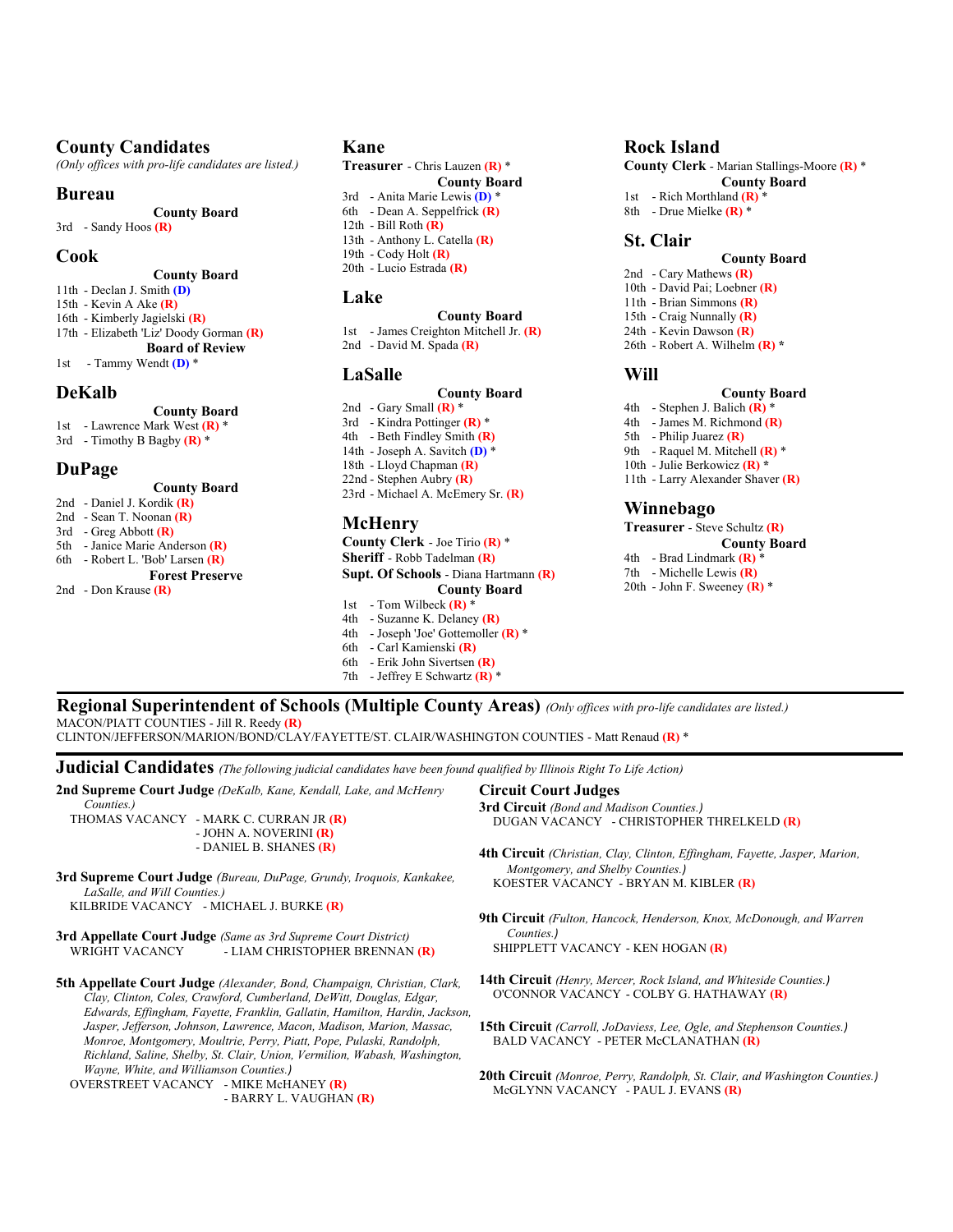## County Candidates

*(Only offices with pro-life candidates are listed.)*

### Bureau

**County Board**

3rd - Sandy Hoos **(R)**

### Cook

**County Board**

11th - Declan J. Smith **(D)**
15th - Kevin A Ake **(R)**
16th - Kimberly Jagielski **(R)**
17th - Elizabeth 'Liz' Doody Gorman **(R)**

**Board of Review**

1st - Tammy Wendt **(D)** *

### DeKalb

**County Board**

1st - Lawrence Mark West **(R)** *
3rd - Timothy B Bagby **(R)** *

### DuPage

**County Board**

2nd - Daniel J. Kordik **(R)**
2nd - Sean T. Noonan **(R)**
3rd - Greg Abbott **(R)**
5th - Janice Marie Anderson **(R)**
6th - Robert L. 'Bob' Larsen **(R)**

**Forest Preserve**

2nd - Don Krause **(R)**

### Kane

**Treasurer** - Chris Lauzen **(R)** *

**County Board**

3rd - Anita Marie Lewis **(D)** *
6th - Dean A. Seppelfrick **(R)**
12th - Bill Roth **(R)**
13th - Anthony L. Catella **(R)**
19th - Cody Holt **(R)**
20th - Lucio Estrada **(R)**

### Lake

**County Board**

1st - James Creighton Mitchell Jr. **(R)**
2nd - David M. Spada **(R)**

### LaSalle

**County Board**

2nd - Gary Small **(R)** *
3rd - Kindra Pottinger **(R)** *
4th - Beth Findley Smith **(R)**
14th - Joseph A. Savitch **(D)** *
18th - Lloyd Chapman **(R)**
22nd - Stephen Aubry **(R)**
23rd - Michael A. McEmery Sr. **(R)**

### McHenry

**County Clerk** - Joe Tirio **(R)** *
**Sheriff** - Robb Tadelman **(R)**
**Supt. Of Schools** - Diana Hartmann **(R)**

**County Board**

1st - Tom Wilbeck **(R)** *
4th - Suzanne K. Delaney **(R)**
4th - Joseph 'Joe' Gottemoller **(R)** *
6th - Carl Kamienski **(R)**
6th - Erik John Sivertsen **(R)**
7th - Jeffrey E Schwartz **(R)** *

### Rock Island

**County Clerk** - Marian Stallings-Moore **(R)** *

**County Board**

1st - Rich Morthland **(R)** *
8th - Drue Mielke **(R)** *

### St. Clair

**County Board**

2nd - Cary Mathews **(R)**
10th - David Pai; Loebner **(R)**
11th - Brian Simmons **(R)**
15th - Craig Nunnally **(R)**
24th - Kevin Dawson **(R)**
26th - Robert A. Wilhelm **(R)** *

### Will

**County Board**

4th - Stephen J. Balich **(R)** *
4th - James M. Richmond **(R)**
5th - Philip Juarez **(R)**
9th - Raquel M. Mitchell **(R)** *
10th - Julie Berkowicz **(R)** *
11th - Larry Alexander Shaver **(R)**

### Winnebago

**Treasurer** - Steve Schultz **(R)**

**County Board**

4th - Brad Lindmark **(R)** *
7th - Michelle Lewis **(R)**
20th - John F. Sweeney **(R)** *

---

## Regional Superintendent of Schools (Multiple County Areas) *(Only offices with pro-life candidates are listed.)*

MACON/PIATT COUNTIES - Jill R. Reedy **(R)**
CLINTON/JEFFERSON/MARION/BOND/CLAY/FAYETTE/ST. CLAIR/WASHINGTON COUNTIES - Matt Renaud **(R)** *

---

## Judicial Candidates *(The following judicial candidates have been found qualified by Illinois Right To Life Action)*

**2nd Supreme Court Judge** *(DeKalb, Kane, Kendall, Lake, and McHenry Counties.)*
THOMAS VACANCY - MARK C. CURRAN JR **(R)**
- JOHN A. NOVERINI **(R)**
- DANIEL B. SHANES **(R)**

**3rd Supreme Court Judge** *(Bureau, DuPage, Grundy, Iroquois, Kankakee, LaSalle, and Will Counties.)*
KILBRIDE VACANCY - MICHAEL J. BURKE **(R)**

**3rd Appellate Court Judge** *(Same as 3rd Supreme Court District)*
WRIGHT VACANCY - LIAM CHRISTOPHER BRENNAN **(R)**

**5th Appellate Court Judge** *(Alexander, Bond, Champaign, Christian, Clark, Clay, Clinton, Coles, Crawford, Cumberland, DeWitt, Douglas, Edgar, Edwards, Effingham, Fayette, Franklin, Gallatin, Hamilton, Hardin, Jackson, Jasper, Jefferson, Johnson, Lawrence, Macon, Madison, Marion, Massac, Monroe, Montgomery, Moultrie, Perry, Piatt, Pope, Pulaski, Randolph, Richland, Saline, Shelby, St. Clair, Union, Vermilion, Wabash, Washington, Wayne, White, and Williamson Counties.)*
OVERSTREET VACANCY - MIKE McHANEY **(R)**
- BARRY L. VAUGHAN **(R)**

### Circuit Court Judges

**3rd Circuit** *(Bond and Madison Counties.)*
DUGAN VACANCY - CHRISTOPHER THRELKELD **(R)**

**4th Circuit** *(Christian, Clay, Clinton, Effingham, Fayette, Jasper, Marion, Montgomery, and Shelby Counties.)*
KOESTER VACANCY - BRYAN M. KIBLER **(R)**

**9th Circuit** *(Fulton, Hancock, Henderson, Knox, McDonough, and Warren Counties.)*
SHIPPLETT VACANCY - KEN HOGAN **(R)**

**14th Circuit** *(Henry, Mercer, Rock Island, and Whiteside Counties.)*
O'CONNOR VACANCY - COLBY G. HATHAWAY **(R)**

**15th Circuit** *(Carroll, JoDaviess, Lee, Ogle, and Stephenson Counties.)*
BALD VACANCY - PETER McCLANATHAN **(R)**

**20th Circuit** *(Monroe, Perry, Randolph, St. Clair, and Washington Counties.)*
McGLYNN VACANCY - PAUL J. EVANS **(R)**